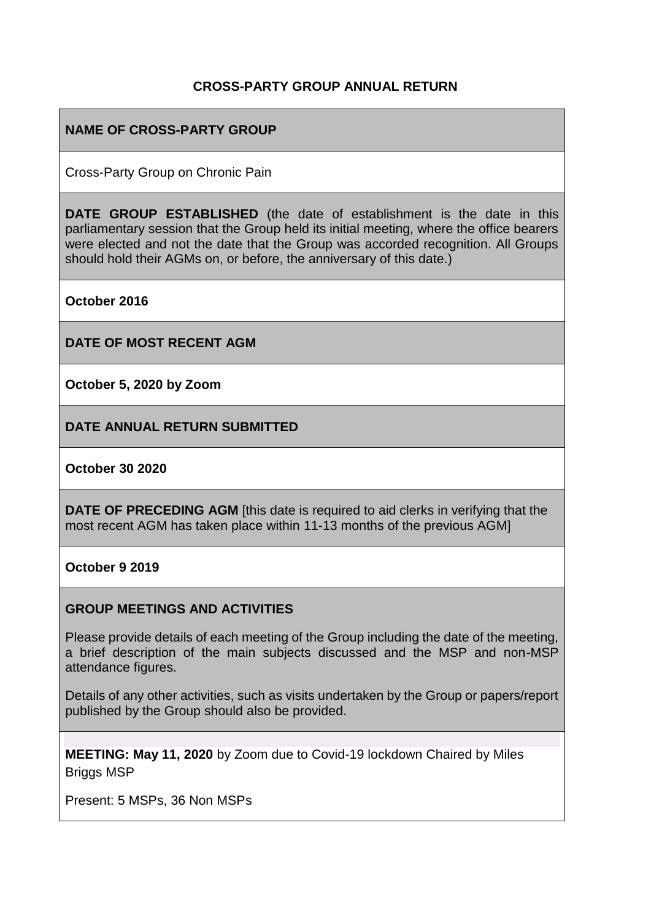# CROSS-PARTY GROUP ANNUAL RETURN

**NAME OF CROSS-PARTY GROUP**

Cross-Party Group on Chronic Pain

**DATE GROUP ESTABLISHED** (the date of establishment is the date in this parliamentary session that the Group held its initial meeting, where the office bearers were elected and not the date that the Group was accorded recognition. All Groups should hold their AGMs on, or before, the anniversary of this date.)

**October 2016**

**DATE OF MOST RECENT AGM**

**October 5, 2020 by Zoom**

**DATE ANNUAL RETURN SUBMITTED**

**October 30 2020**

**DATE OF PRECEDING AGM** [this date is required to aid clerks in verifying that the most recent AGM has taken place within 11-13 months of the previous AGM]

**October 9 2019**

**GROUP MEETINGS AND ACTIVITIES**

Please provide details of each meeting of the Group including the date of the meeting, a brief description of the main subjects discussed and the MSP and non-MSP attendance figures.

Details of any other activities, such as visits undertaken by the Group or papers/report published by the Group should also be provided.

**MEETING: May 11, 2020** by Zoom due to Covid-19 lockdown Chaired by Miles Briggs MSP

Present: 5 MSPs, 36 Non MSPs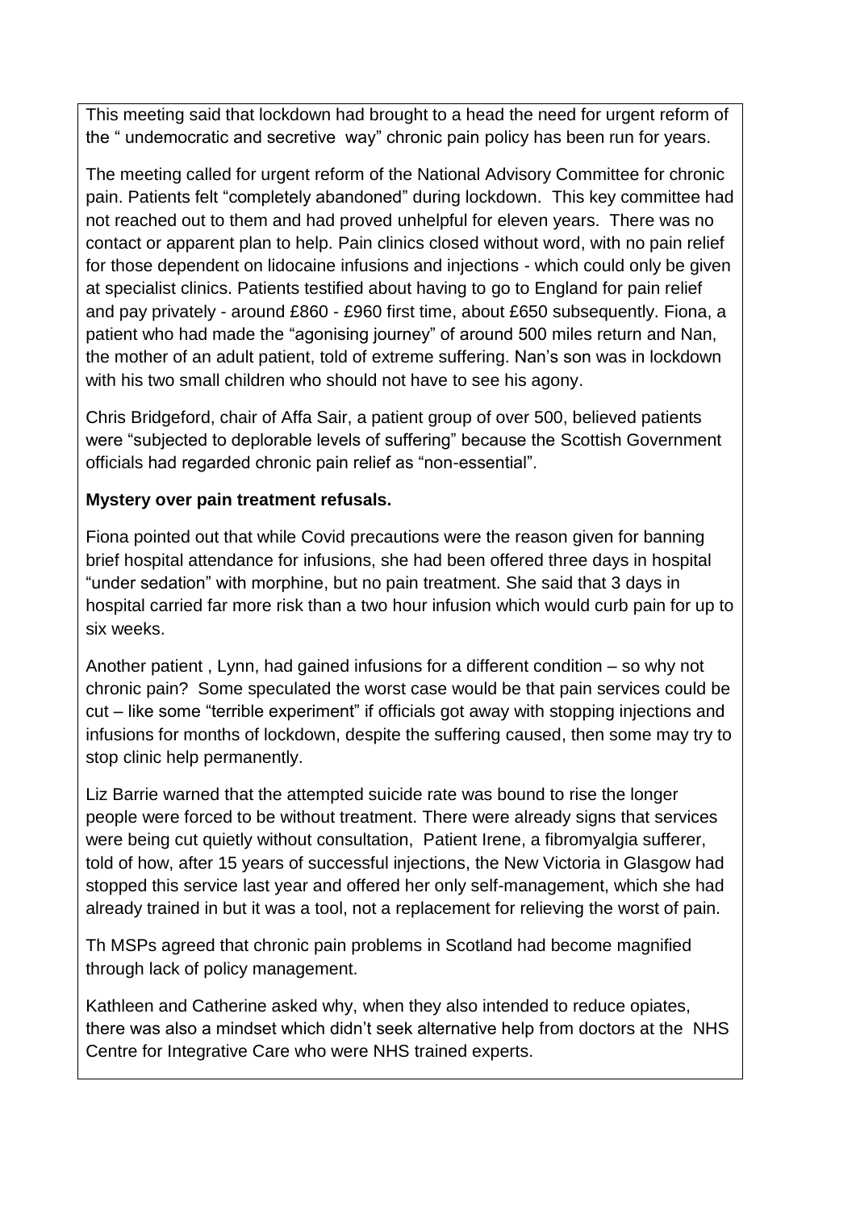This meeting said that lockdown had brought to a head the need for urgent reform of the " undemocratic and secretive way" chronic pain policy has been run for years.

The meeting called for urgent reform of the National Advisory Committee for chronic pain. Patients felt "completely abandoned" during lockdown. This key committee had not reached out to them and had proved unhelpful for eleven years. There was no contact or apparent plan to help. Pain clinics closed without word, with no pain relief for those dependent on lidocaine infusions and injections - which could only be given at specialist clinics. Patients testified about having to go to England for pain relief and pay privately - around £860 - £960 first time, about £650 subsequently. Fiona, a patient who had made the "agonising journey" of around 500 miles return and Nan, the mother of an adult patient, told of extreme suffering. Nan's son was in lockdown with his two small children who should not have to see his agony.

Chris Bridgeford, chair of Affa Sair, a patient group of over 500, believed patients were "subjected to deplorable levels of suffering" because the Scottish Government officials had regarded chronic pain relief as "non-essential".

**Mystery over pain treatment refusals.**

Fiona pointed out that while Covid precautions were the reason given for banning brief hospital attendance for infusions, she had been offered three days in hospital "under sedation" with morphine, but no pain treatment. She said that 3 days in hospital carried far more risk than a two hour infusion which would curb pain for up to six weeks.

Another patient , Lynn, had gained infusions for a different condition – so why not chronic pain? Some speculated the worst case would be that pain services could be cut – like some "terrible experiment" if officials got away with stopping injections and infusions for months of lockdown, despite the suffering caused, then some may try to stop clinic help permanently.

Liz Barrie warned that the attempted suicide rate was bound to rise the longer people were forced to be without treatment. There were already signs that services were being cut quietly without consultation, Patient Irene, a fibromyalgia sufferer, told of how, after 15 years of successful injections, the New Victoria in Glasgow had stopped this service last year and offered her only self-management, which she had already trained in but it was a tool, not a replacement for relieving the worst of pain.

Th MSPs agreed that chronic pain problems in Scotland had become magnified through lack of policy management.

Kathleen and Catherine asked why, when they also intended to reduce opiates, there was also a mindset which didn't seek alternative help from doctors at the NHS Centre for Integrative Care who were NHS trained experts.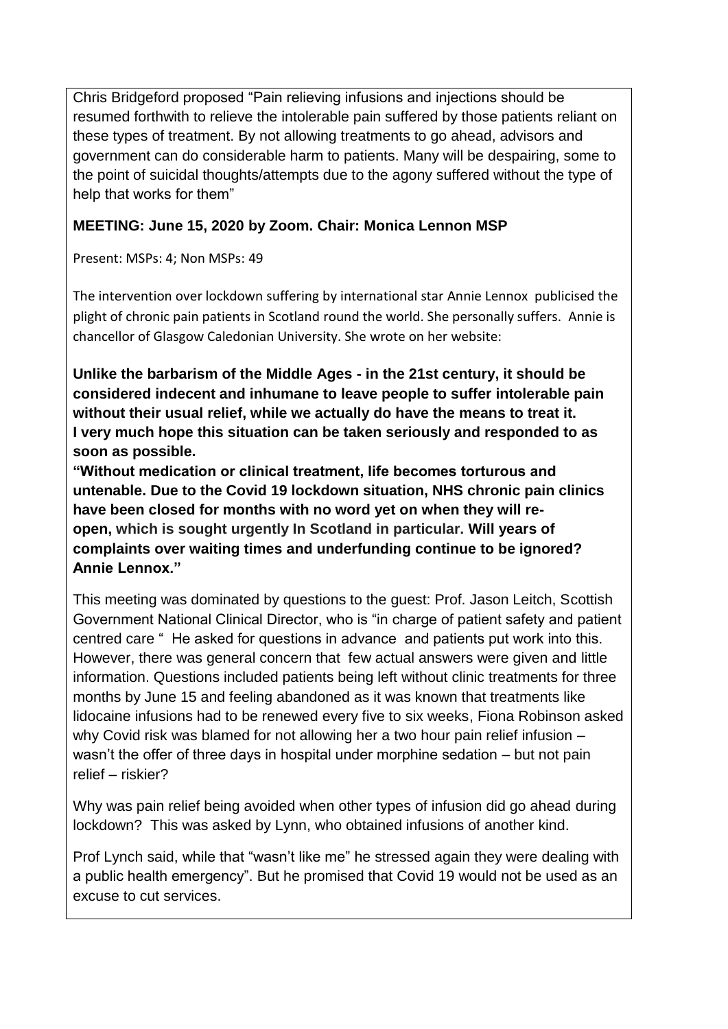Chris Bridgeford proposed "Pain relieving infusions and injections should be resumed forthwith to relieve the intolerable pain suffered by those patients reliant on these types of treatment. By not allowing treatments to go ahead, advisors and government can do considerable harm to patients. Many will be despairing, some to the point of suicidal thoughts/attempts due to the agony suffered without the type of help that works for them"

**MEETING: June 15, 2020 by Zoom. Chair: Monica Lennon MSP**

Present: MSPs: 4; Non MSPs: 49

The intervention over lockdown suffering by international star Annie Lennox publicised the plight of chronic pain patients in Scotland round the world. She personally suffers. Annie is chancellor of Glasgow Caledonian University. She wrote on her website:

**Unlike the barbarism of the Middle Ages - in the 21st century, it should be considered indecent and inhumane to leave people to suffer intolerable pain without their usual relief, while we actually do have the means to treat it. I very much hope this situation can be taken seriously and responded to as soon as possible.**

**"Without medication or clinical treatment, life becomes torturous and untenable. Due to the Covid 19 lockdown situation, NHS chronic pain clinics have been closed for months with no word yet on when they will re-open, which is sought urgently In Scotland in particular. Will years of complaints over waiting times and underfunding continue to be ignored? Annie Lennox."**

This meeting was dominated by questions to the guest: Prof. Jason Leitch, Scottish Government National Clinical Director, who is "in charge of patient safety and patient centred care " He asked for questions in advance and patients put work into this. However, there was general concern that few actual answers were given and little information. Questions included patients being left without clinic treatments for three months by June 15 and feeling abandoned as it was known that treatments like lidocaine infusions had to be renewed every five to six weeks, Fiona Robinson asked why Covid risk was blamed for not allowing her a two hour pain relief infusion – wasn't the offer of three days in hospital under morphine sedation – but not pain relief – riskier?

Why was pain relief being avoided when other types of infusion did go ahead during lockdown? This was asked by Lynn, who obtained infusions of another kind.

Prof Lynch said, while that "wasn't like me" he stressed again they were dealing with a public health emergency". But he promised that Covid 19 would not be used as an excuse to cut services.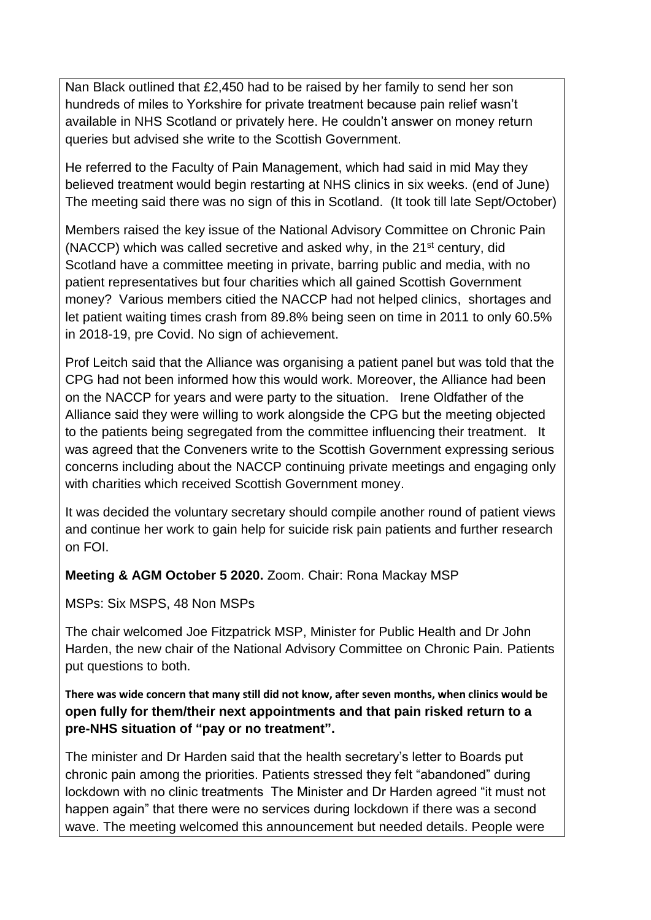Nan Black outlined that £2,450 had to be raised by her family to send her son hundreds of miles to Yorkshire for private treatment because pain relief wasn't available in NHS Scotland or privately here. He couldn't answer on money return queries but advised she write to the Scottish Government.

He referred to the Faculty of Pain Management, which had said in mid May they believed treatment would begin restarting at NHS clinics in six weeks. (end of June) The meeting said there was no sign of this in Scotland. (It took till late Sept/October)

Members raised the key issue of the National Advisory Committee on Chronic Pain (NACCP) which was called secretive and asked why, in the 21st century, did Scotland have a committee meeting in private, barring public and media, with no patient representatives but four charities which all gained Scottish Government money? Various members citied the NACCP had not helped clinics, shortages and let patient waiting times crash from 89.8% being seen on time in 2011 to only 60.5% in 2018-19, pre Covid. No sign of achievement.

Prof Leitch said that the Alliance was organising a patient panel but was told that the CPG had not been informed how this would work. Moreover, the Alliance had been on the NACCP for years and were party to the situation. Irene Oldfather of the Alliance said they were willing to work alongside the CPG but the meeting objected to the patients being segregated from the committee influencing their treatment. It was agreed that the Conveners write to the Scottish Government expressing serious concerns including about the NACCP continuing private meetings and engaging only with charities which received Scottish Government money.

It was decided the voluntary secretary should compile another round of patient views and continue her work to gain help for suicide risk pain patients and further research on FOI.

**Meeting & AGM October 5 2020.** Zoom. Chair: Rona Mackay MSP

MSPs: Six MSPS, 48 Non MSPs

The chair welcomed Joe Fitzpatrick MSP, Minister for Public Health and Dr John Harden, the new chair of the National Advisory Committee on Chronic Pain. Patients put questions to both.

**There was wide concern that many still did not know, after seven months, when clinics would be open fully for them/their next appointments and that pain risked return to a pre-NHS situation of "pay or no treatment".**

The minister and Dr Harden said that the health secretary's letter to Boards put chronic pain among the priorities. Patients stressed they felt "abandoned" during lockdown with no clinic treatments The Minister and Dr Harden agreed "it must not happen again" that there were no services during lockdown if there was a second wave. The meeting welcomed this announcement but needed details. People were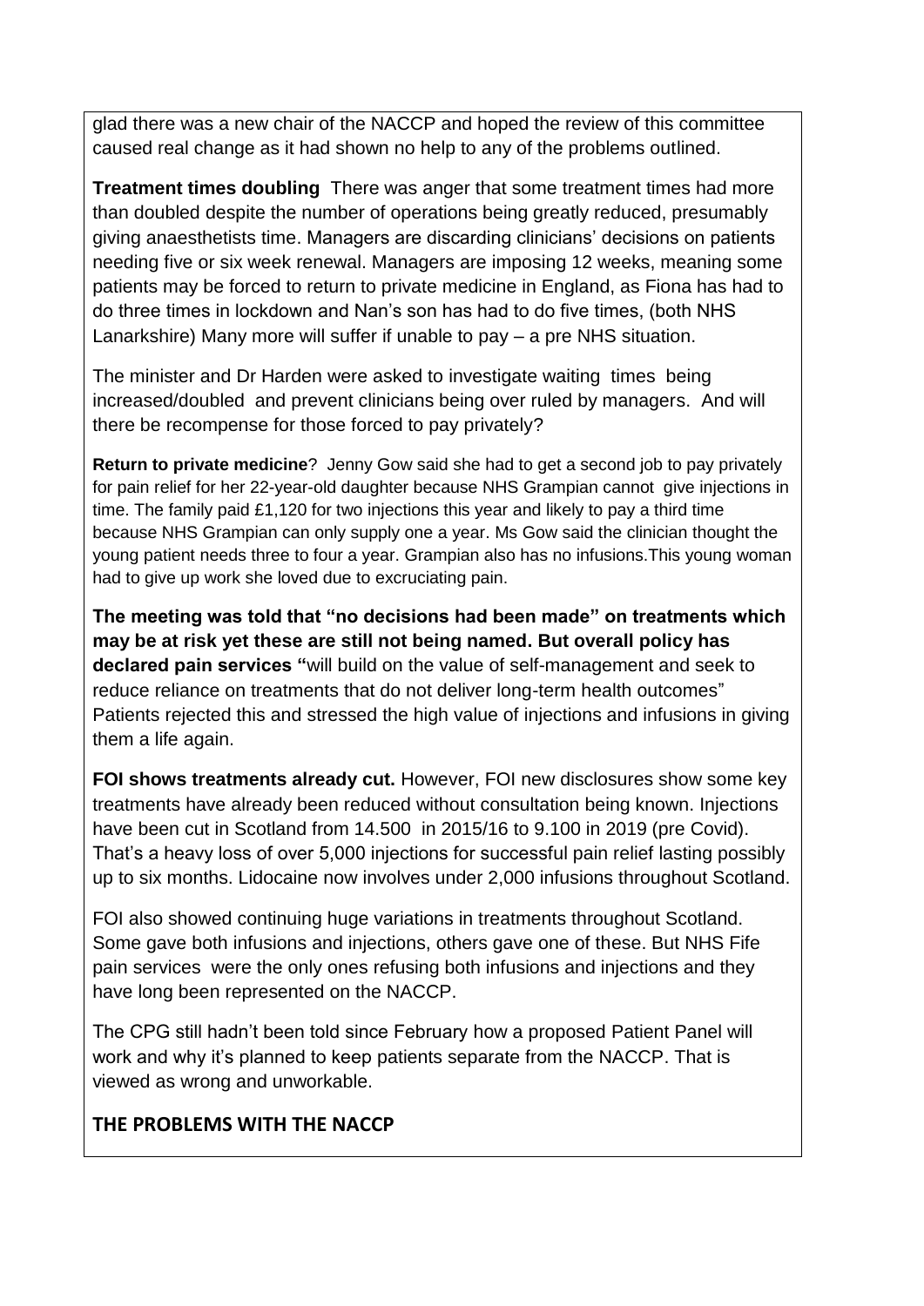glad there was a new chair of the NACCP and hoped the review of this committee caused real change as it had shown no help to any of the problems outlined.

**Treatment times doubling** There was anger that some treatment times had more than doubled despite the number of operations being greatly reduced, presumably giving anaesthetists time. Managers are discarding clinicians' decisions on patients needing five or six week renewal. Managers are imposing 12 weeks, meaning some patients may be forced to return to private medicine in England, as Fiona has had to do three times in lockdown and Nan's son has had to do five times, (both NHS Lanarkshire) Many more will suffer if unable to pay – a pre NHS situation.

The minister and Dr Harden were asked to investigate waiting times being increased/doubled and prevent clinicians being over ruled by managers. And will there be recompense for those forced to pay privately?

**Return to private medicine**? Jenny Gow said she had to get a second job to pay privately for pain relief for her 22-year-old daughter because NHS Grampian cannot give injections in time. The family paid £1,120 for two injections this year and likely to pay a third time because NHS Grampian can only supply one a year. Ms Gow said the clinician thought the young patient needs three to four a year. Grampian also has no infusions.This young woman had to give up work she loved due to excruciating pain.

**The meeting was told that "no decisions had been made" on treatments which may be at risk yet these are still not being named. But overall policy has declared pain services "**will build on the value of self-management and seek to reduce reliance on treatments that do not deliver long-term health outcomes" Patients rejected this and stressed the high value of injections and infusions in giving them a life again.

**FOI shows treatments already cut.** However, FOI new disclosures show some key treatments have already been reduced without consultation being known. Injections have been cut in Scotland from 14.500 in 2015/16 to 9.100 in 2019 (pre Covid). That's a heavy loss of over 5,000 injections for successful pain relief lasting possibly up to six months. Lidocaine now involves under 2,000 infusions throughout Scotland.

FOI also showed continuing huge variations in treatments throughout Scotland. Some gave both infusions and injections, others gave one of these. But NHS Fife pain services were the only ones refusing both infusions and injections and they have long been represented on the NACCP.

The CPG still hadn't been told since February how a proposed Patient Panel will work and why it's planned to keep patients separate from the NACCP. That is viewed as wrong and unworkable.

## THE PROBLEMS WITH THE NACCP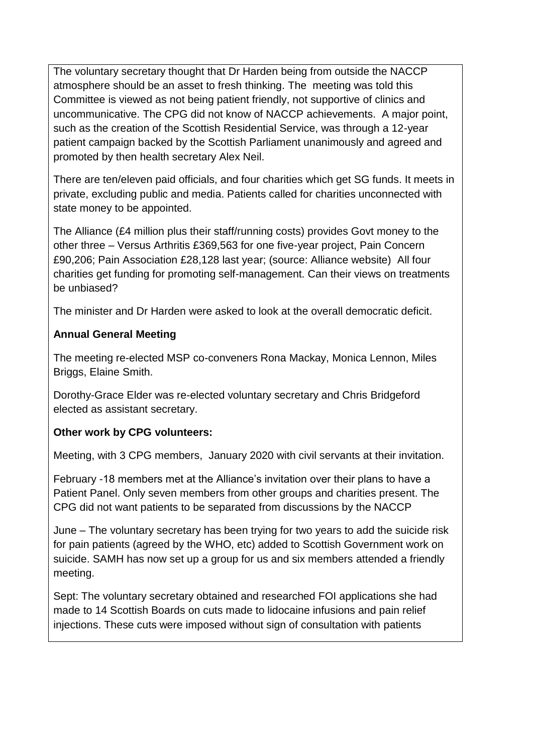The voluntary secretary thought that Dr Harden being from outside the NACCP atmosphere should be an asset to fresh thinking. The meeting was told this Committee is viewed as not being patient friendly, not supportive of clinics and uncommunicative. The CPG did not know of NACCP achievements. A major point, such as the creation of the Scottish Residential Service, was through a 12-year patient campaign backed by the Scottish Parliament unanimously and agreed and promoted by then health secretary Alex Neil.

There are ten/eleven paid officials, and four charities which get SG funds. It meets in private, excluding public and media. Patients called for charities unconnected with state money to be appointed.

The Alliance (£4 million plus their staff/running costs) provides Govt money to the other three – Versus Arthritis £369,563 for one five-year project, Pain Concern £90,206; Pain Association £28,128 last year; (source: Alliance website) All four charities get funding for promoting self-management. Can their views on treatments be unbiased?

The minister and Dr Harden were asked to look at the overall democratic deficit.

**Annual General Meeting**

The meeting re-elected MSP co-conveners Rona Mackay, Monica Lennon, Miles Briggs, Elaine Smith.

Dorothy-Grace Elder was re-elected voluntary secretary and Chris Bridgeford elected as assistant secretary.

**Other work by CPG volunteers:**

Meeting, with 3 CPG members, January 2020 with civil servants at their invitation.

February -18 members met at the Alliance's invitation over their plans to have a Patient Panel. Only seven members from other groups and charities present. The CPG did not want patients to be separated from discussions by the NACCP

June – The voluntary secretary has been trying for two years to add the suicide risk for pain patients (agreed by the WHO, etc) added to Scottish Government work on suicide. SAMH has now set up a group for us and six members attended a friendly meeting.

Sept: The voluntary secretary obtained and researched FOI applications she had made to 14 Scottish Boards on cuts made to lidocaine infusions and pain relief injections. These cuts were imposed without sign of consultation with patients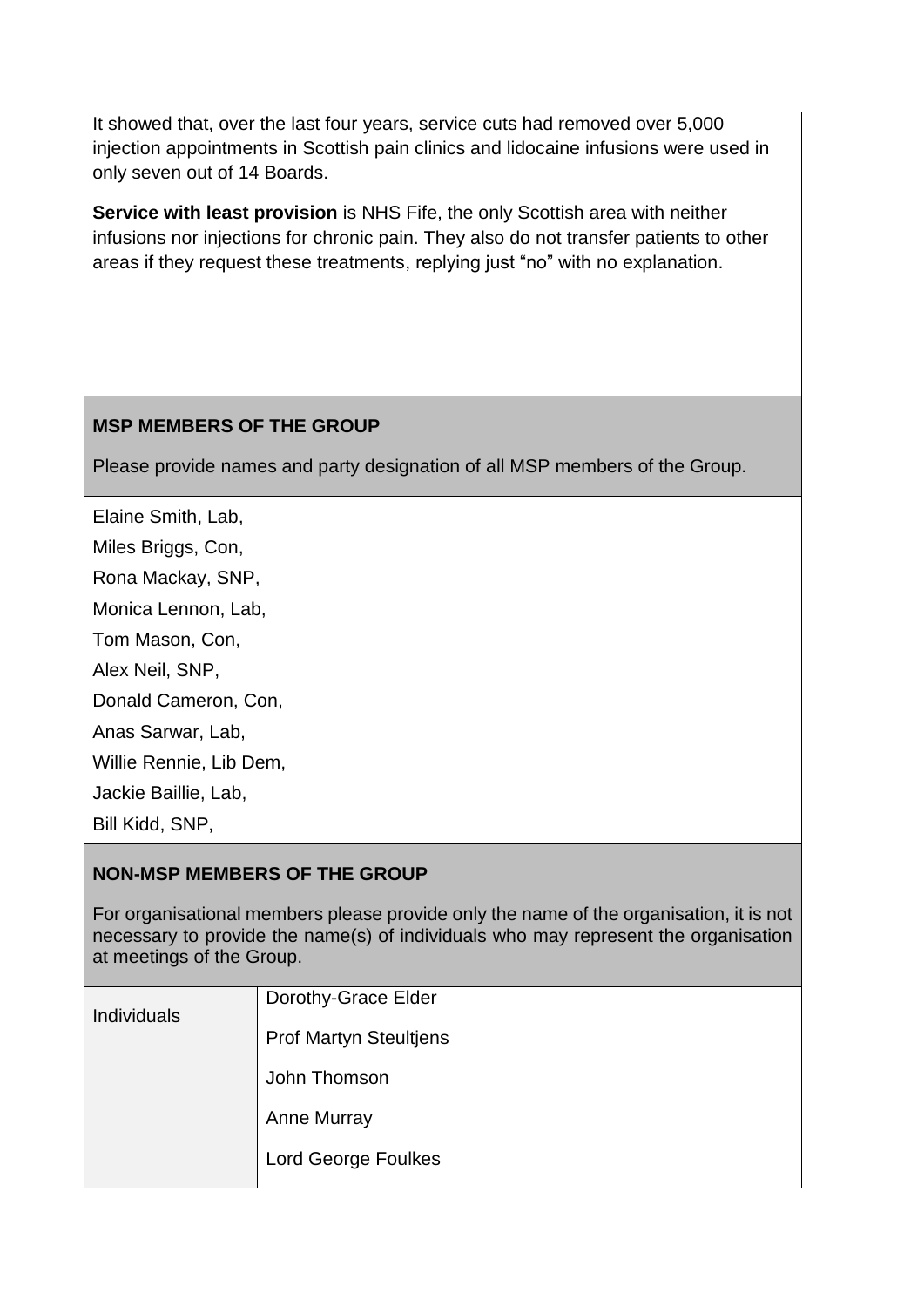It showed that, over the last four years, service cuts had removed over 5,000 injection appointments in Scottish pain clinics and lidocaine infusions were used in only seven out of 14 Boards.

**Service with least provision** is NHS Fife, the only Scottish area with neither infusions nor injections for chronic pain. They also do not transfer patients to other areas if they request these treatments, replying just "no" with no explanation.

## MSP MEMBERS OF THE GROUP

Please provide names and party designation of all MSP members of the Group.

Elaine Smith, Lab,

Miles Briggs, Con,

Rona Mackay, SNP,

Monica Lennon, Lab,

Tom Mason, Con,

Alex Neil, SNP,

Donald Cameron, Con,

Anas Sarwar, Lab,

Willie Rennie, Lib Dem,

Jackie Baillie, Lab,

Bill Kidd, SNP,

## NON-MSP MEMBERS OF THE GROUP

For organisational members please provide only the name of the organisation, it is not necessary to provide the name(s) of individuals who may represent the organisation at meetings of the Group.

| | |
|---|---|
| Individuals | Dorothy-Grace Elder |
| | Prof Martyn Steultjens |
| | John Thomson |
| | Anne Murray |
| | Lord George Foulkes |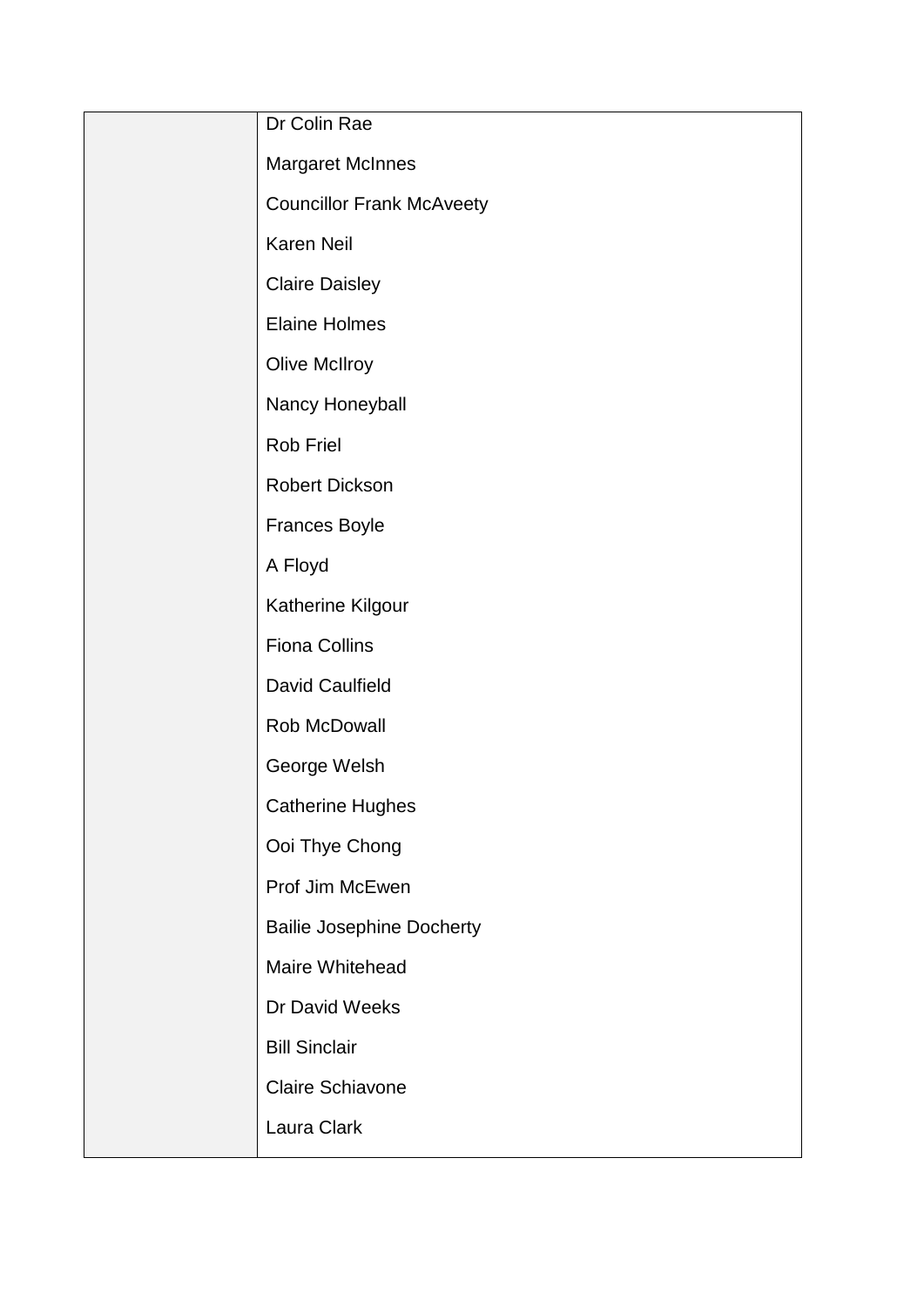| | |
|---|---|
| | Dr Colin Rae<br>Margaret McInnes<br>Councillor Frank McAveety<br>Karen Neil<br>Claire Daisley<br>Elaine Holmes<br>Olive McIlroy<br>Nancy Honeyball<br>Rob Friel<br>Robert Dickson<br>Frances Boyle<br>A Floyd<br>Katherine Kilgour<br>Fiona Collins<br>David Caulfield<br>Rob McDowall<br>George Welsh<br>Catherine Hughes<br>Ooi Thye Chong<br>Prof Jim McEwen<br>Bailie Josephine Docherty<br>Maire Whitehead<br>Dr David Weeks<br>Bill Sinclair<br>Claire Schiavone<br>Laura Clark |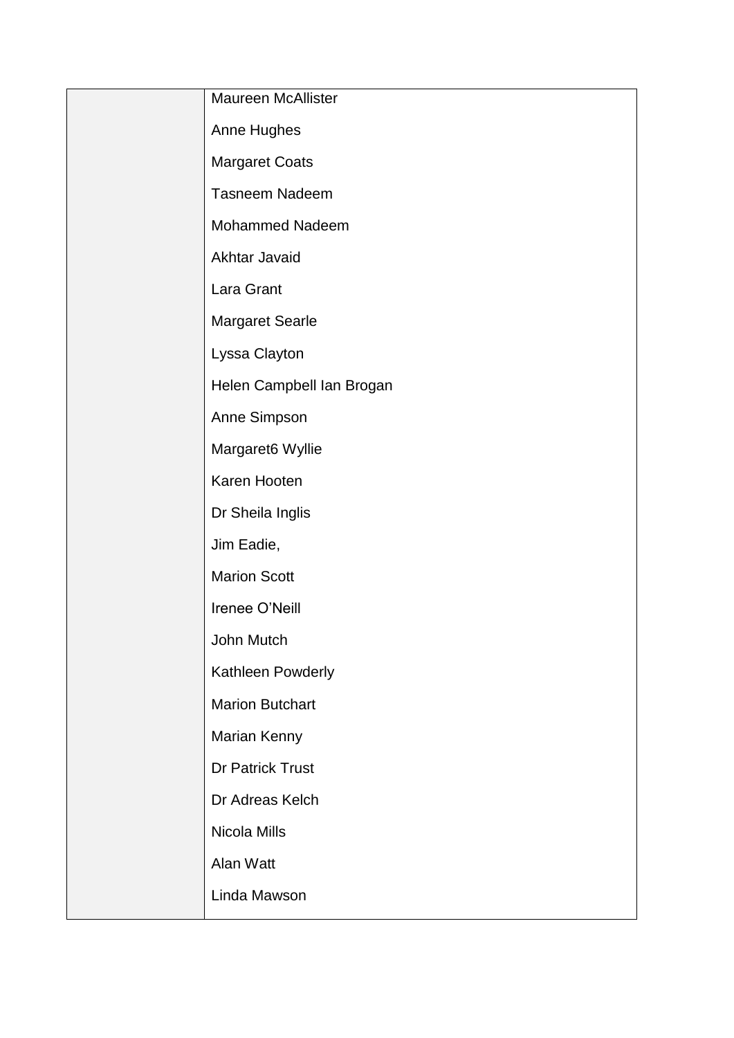| | |
|---|---|
| | Maureen McAllister<br><br>Anne Hughes<br><br>Margaret Coats<br><br>Tasneem Nadeem<br><br>Mohammed Nadeem<br><br>Akhtar Javaid<br><br>Lara Grant<br><br>Margaret Searle<br><br>Lyssa Clayton<br><br>Helen Campbell Ian Brogan<br><br>Anne Simpson<br><br>Margaret6 Wyllie<br><br>Karen Hooten<br><br>Dr Sheila Inglis<br><br>Jim Eadie,<br><br>Marion Scott<br><br>Irenee O'Neill<br><br>John Mutch<br><br>Kathleen Powderly<br><br>Marion Butchart<br><br>Marian Kenny<br><br>Dr Patrick Trust<br><br>Dr Adreas Kelch<br><br>Nicola Mills<br><br>Alan Watt<br><br>Linda Mawson |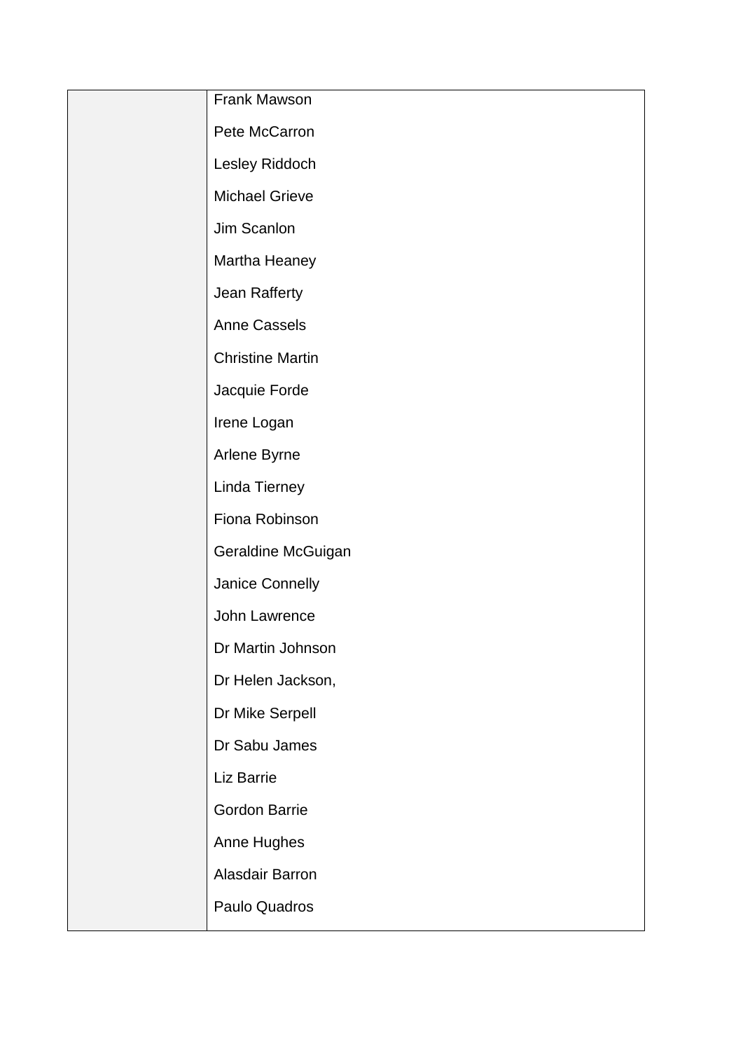| | |
|---|---|
| | Frank Mawson<br><br>Pete McCarron<br><br>Lesley Riddoch<br><br>Michael Grieve<br><br>Jim Scanlon<br><br>Martha Heaney<br><br>Jean Rafferty<br><br>Anne Cassels<br><br>Christine Martin<br><br>Jacquie Forde<br><br>Irene Logan<br><br>Arlene Byrne<br><br>Linda Tierney<br><br>Fiona Robinson<br><br>Geraldine McGuigan<br><br>Janice Connelly<br><br>John Lawrence<br><br>Dr Martin Johnson<br><br>Dr Helen Jackson,<br><br>Dr Mike Serpell<br><br>Dr Sabu James<br><br>Liz Barrie<br><br>Gordon Barrie<br><br>Anne Hughes<br><br>Alasdair Barron<br><br>Paulo Quadros |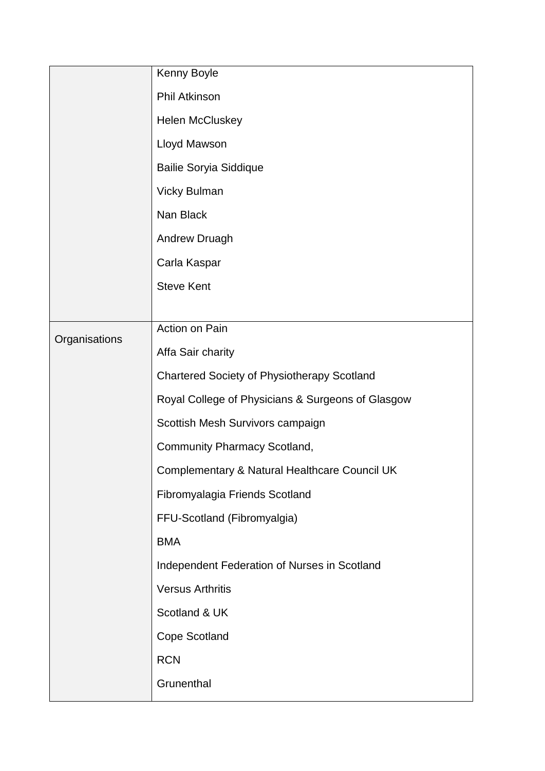|  |  |
|---|---|
|  | Kenny Boyle<br>Phil Atkinson<br>Helen McCluskey<br>Lloyd Mawson<br>Bailie Soryia Siddique<br>Vicky Bulman<br>Nan Black<br>Andrew Druagh<br>Carla Kaspar<br>Steve Kent |
| Organisations | Action on Pain<br>Affa Sair charity<br>Chartered Society of Physiotherapy Scotland<br>Royal College of Physicians & Surgeons of Glasgow<br>Scottish Mesh Survivors campaign<br>Community Pharmacy Scotland,<br>Complementary & Natural Healthcare Council UK<br>Fibromyalagia Friends Scotland<br>FFU-Scotland (Fibromyalgia)<br>BMA<br>Independent Federation of Nurses in Scotland<br>Versus Arthritis<br>Scotland & UK<br>Cope Scotland<br>RCN<br>Grunenthal |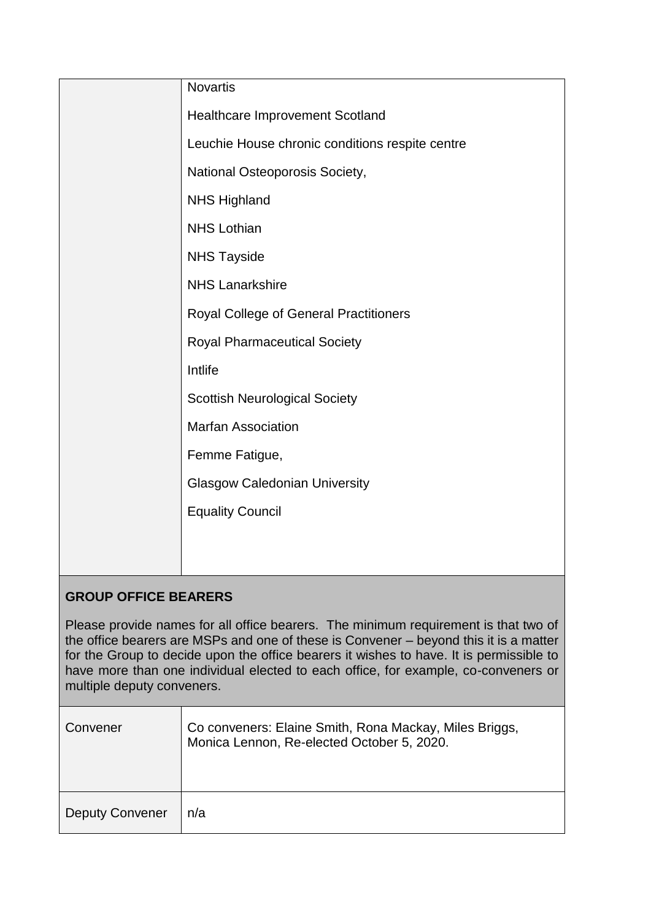| | |
|---|---|
| | Novartis<br><br>Healthcare Improvement Scotland<br><br>Leuchie House chronic conditions respite centre<br><br>National Osteoporosis Society,<br><br>NHS Highland<br><br>NHS Lothian<br><br>NHS Tayside<br><br>NHS Lanarkshire<br><br>Royal College of General Practitioners<br><br>Royal Pharmaceutical Society<br><br>Intlife<br><br>Scottish Neurological Society<br><br>Marfan Association<br><br>Femme Fatigue,<br><br>Glasgow Caledonian University<br><br>Equality Council |

**GROUP OFFICE BEARERS**

Please provide names for all office bearers. The minimum requirement is that two of the office bearers are MSPs and one of these is Convener – beyond this it is a matter for the Group to decide upon the office bearers it wishes to have. It is permissible to have more than one individual elected to each office, for example, co-conveners or multiple deputy conveners.

| | |
|---|---|
| Convener | Co conveners: Elaine Smith, Rona Mackay, Miles Briggs, Monica Lennon, Re-elected October 5, 2020. |
| Deputy Convener | n/a |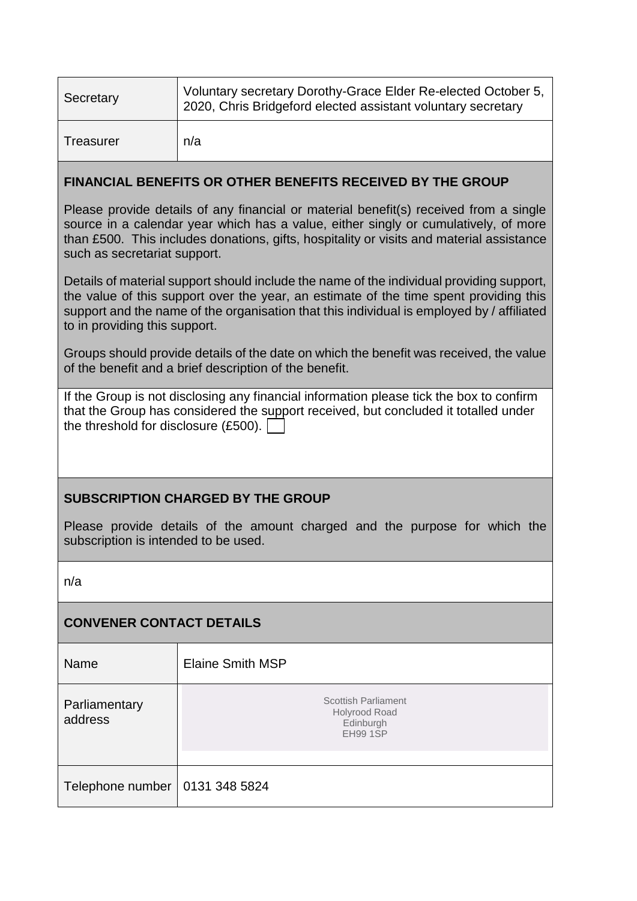| | |
|---|---|
| Secretary | Voluntary secretary Dorothy-Grace Elder Re-elected October 5, 2020, Chris Bridgeford elected assistant voluntary secretary |
| Treasurer | n/a |

**FINANCIAL BENEFITS OR OTHER BENEFITS RECEIVED BY THE GROUP**

Please provide details of any financial or material benefit(s) received from a single source in a calendar year which has a value, either singly or cumulatively, of more than £500. This includes donations, gifts, hospitality or visits and material assistance such as secretariat support.

Details of material support should include the name of the individual providing support, the value of this support over the year, an estimate of the time spent providing this support and the name of the organisation that this individual is employed by / affiliated to in providing this support.

Groups should provide details of the date on which the benefit was received, the value of the benefit and a brief description of the benefit.

If the Group is not disclosing any financial information please tick the box to confirm that the Group has considered the support received, but concluded it totalled under the threshold for disclosure (£500). ☐

**SUBSCRIPTION CHARGED BY THE GROUP**

Please provide details of the amount charged and the purpose for which the subscription is intended to be used.

n/a

**CONVENER CONTACT DETAILS**

| | |
|---|---|
| Name | Elaine Smith MSP |
| Parliamentary address | Scottish Parliament<br>Holyrood Road<br>Edinburgh<br>EH99 1SP |
| Telephone number | 0131 348 5824 |